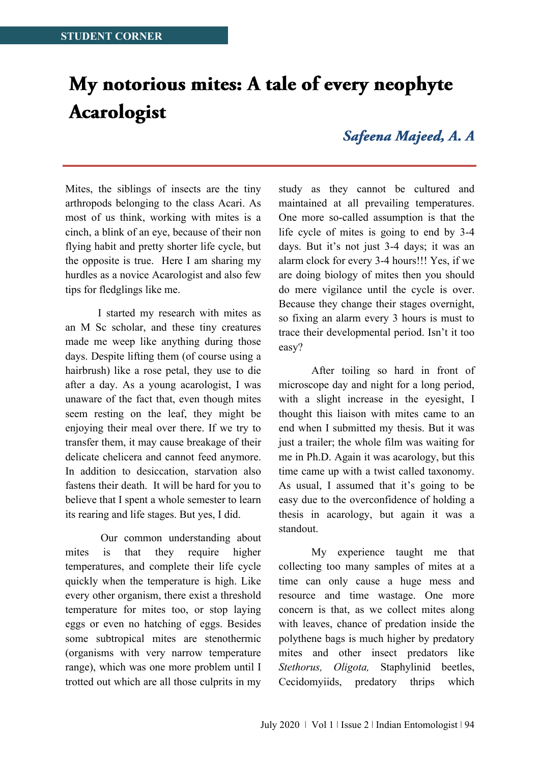STUDENT CORNER

# My notorious mites: A tale of every neophyte Acarologist

***Safeena Majeed, A. A***

Mites, the siblings of insects are the tiny arthropods belonging to the class Acari. As most of us think, working with mites is a cinch, a blink of an eye, because of their non flying habit and pretty shorter life cycle, but the opposite is true. Here I am sharing my hurdles as a novice Acarologist and also few tips for fledglings like me.

I started my research with mites as an M Sc scholar, and these tiny creatures made me weep like anything during those days. Despite lifting them (of course using a hairbrush) like a rose petal, they use to die after a day. As a young acarologist, I was unaware of the fact that, even though mites seem resting on the leaf, they might be enjoying their meal over there. If we try to transfer them, it may cause breakage of their delicate chelicera and cannot feed anymore. In addition to desiccation, starvation also fastens their death. It will be hard for you to believe that I spent a whole semester to learn its rearing and life stages. But yes, I did.

Our common understanding about mites is that they require higher temperatures, and complete their life cycle quickly when the temperature is high. Like every other organism, there exist a threshold temperature for mites too, or stop laying eggs or even no hatching of eggs. Besides some subtropical mites are stenothermic (organisms with very narrow temperature range), which was one more problem until I trotted out which are all those culprits in my study as they cannot be cultured and maintained at all prevailing temperatures. One more so-called assumption is that the life cycle of mites is going to end by 3-4 days. But it's not just 3-4 days; it was an alarm clock for every 3-4 hours!!! Yes, if we are doing biology of mites then you should do mere vigilance until the cycle is over. Because they change their stages overnight, so fixing an alarm every 3 hours is must to trace their developmental period. Isn't it too easy?

After toiling so hard in front of microscope day and night for a long period, with a slight increase in the eyesight, I thought this liaison with mites came to an end when I submitted my thesis. But it was just a trailer; the whole film was waiting for me in Ph.D. Again it was acarology, but this time came up with a twist called taxonomy. As usual, I assumed that it's going to be easy due to the overconfidence of holding a thesis in acarology, but again it was a standout.

My experience taught me that collecting too many samples of mites at a time can only cause a huge mess and resource and time wastage. One more concern is that, as we collect mites along with leaves, chance of predation inside the polythene bags is much higher by predatory mites and other insect predators like *Stethorus, Oligota,* Staphylinid beetles, Cecidomyiids, predatory thrips which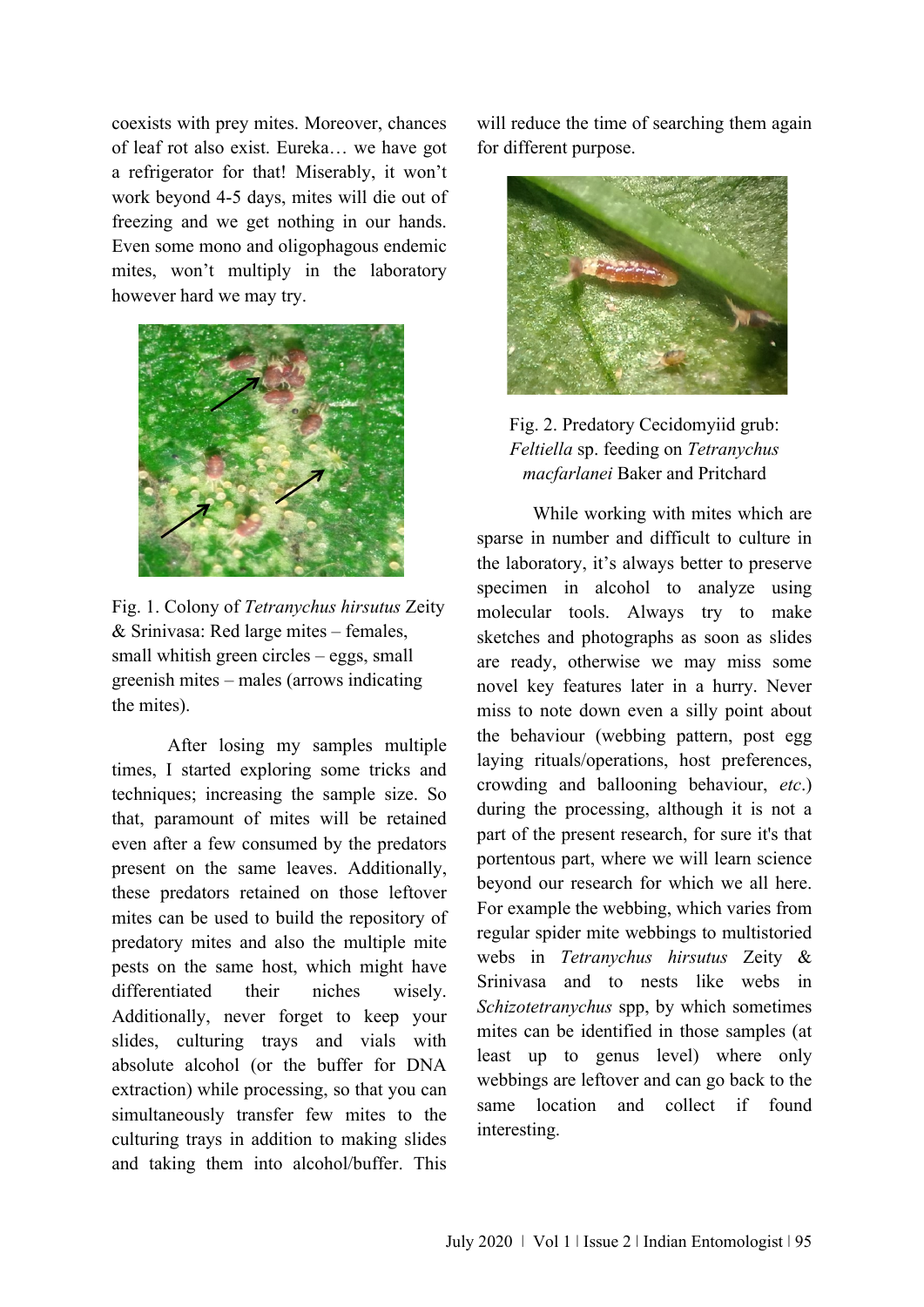coexists with prey mites. Moreover, chances of leaf rot also exist. Eureka… we have got a refrigerator for that! Miserably, it won't work beyond 4-5 days, mites will die out of freezing and we get nothing in our hands. Even some mono and oligophagous endemic mites, won't multiply in the laboratory however hard we may try.

Fig. 1. Colony of *Tetranychus hirsutus* Zeity & Srinivasa: Red large mites – females, small whitish green circles – eggs, small greenish mites – males (arrows indicating the mites).

After losing my samples multiple times, I started exploring some tricks and techniques; increasing the sample size. So that, paramount of mites will be retained even after a few consumed by the predators present on the same leaves. Additionally, these predators retained on those leftover mites can be used to build the repository of predatory mites and also the multiple mite pests on the same host, which might have differentiated their niches wisely. Additionally, never forget to keep your slides, culturing trays and vials with absolute alcohol (or the buffer for DNA extraction) while processing, so that you can simultaneously transfer few mites to the culturing trays in addition to making slides and taking them into alcohol/buffer. This will reduce the time of searching them again for different purpose.

Fig. 2. Predatory Cecidomyiid grub: *Feltiella* sp. feeding on *Tetranychus macfarlanei* Baker and Pritchard

While working with mites which are sparse in number and difficult to culture in the laboratory, it's always better to preserve specimen in alcohol to analyze using molecular tools. Always try to make sketches and photographs as soon as slides are ready, otherwise we may miss some novel key features later in a hurry. Never miss to note down even a silly point about the behaviour (webbing pattern, post egg laying rituals/operations, host preferences, crowding and ballooning behaviour, *etc*.) during the processing, although it is not a part of the present research, for sure it's that portentous part, where we will learn science beyond our research for which we all here. For example the webbing, which varies from regular spider mite webbings to multistoried webs in *Tetranychus hirsutus* Zeity & Srinivasa and to nests like webs in *Schizotetranychus* spp, by which sometimes mites can be identified in those samples (at least up to genus level) where only webbings are leftover and can go back to the same location and collect if found interesting.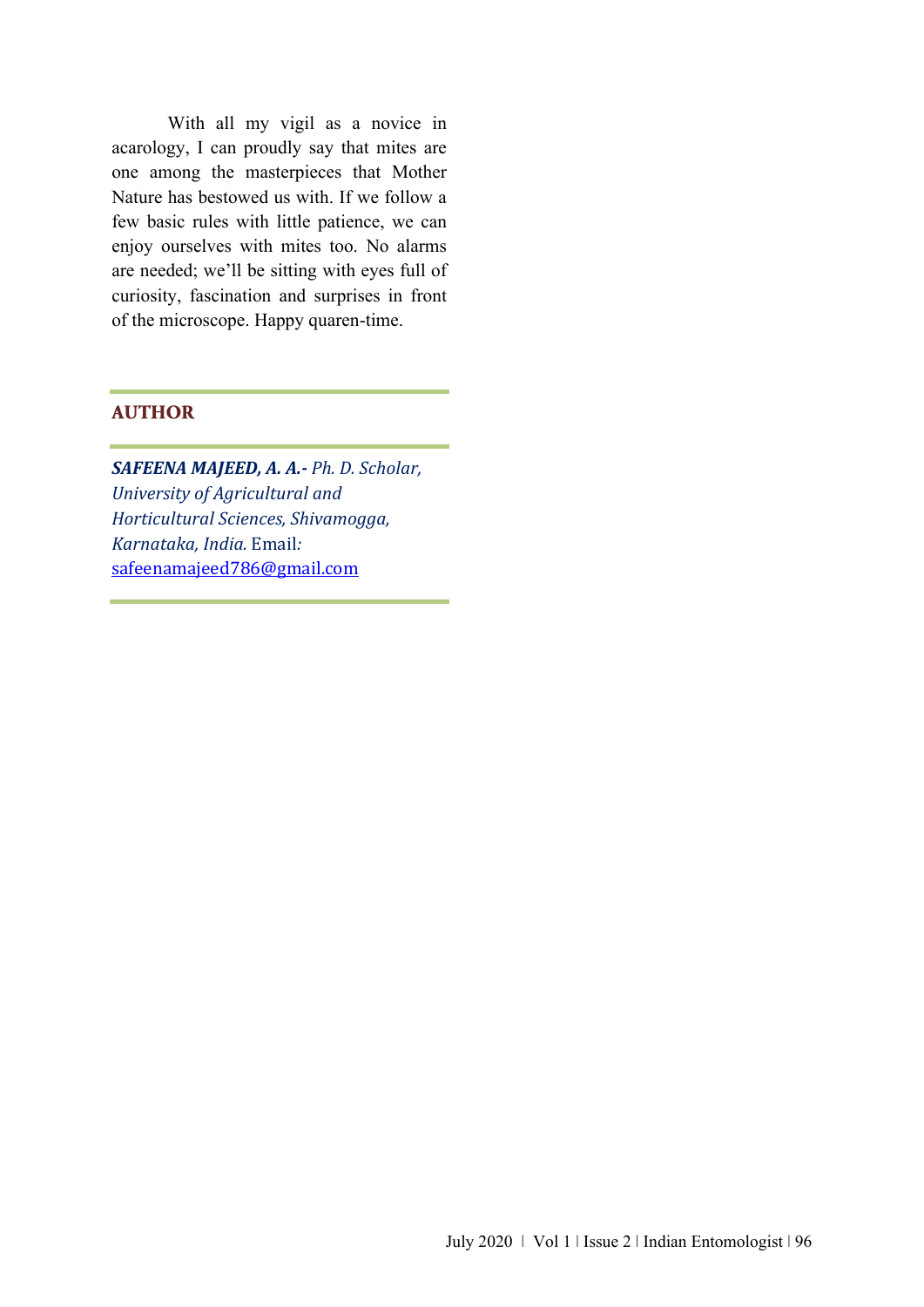With all my vigil as a novice in acarology, I can proudly say that mites are one among the masterpieces that Mother Nature has bestowed us with. If we follow a few basic rules with little patience, we can enjoy ourselves with mites too. No alarms are needed; we'll be sitting with eyes full of curiosity, fascination and surprises in front of the microscope. Happy quaren-time.

## AUTHOR

***SAFEENA MAJEED, A. A.-*** *Ph. D. Scholar, University of Agricultural and Horticultural Sciences, Shivamogga, Karnataka, India.* Email*:* safeenamajeed786@gmail.com